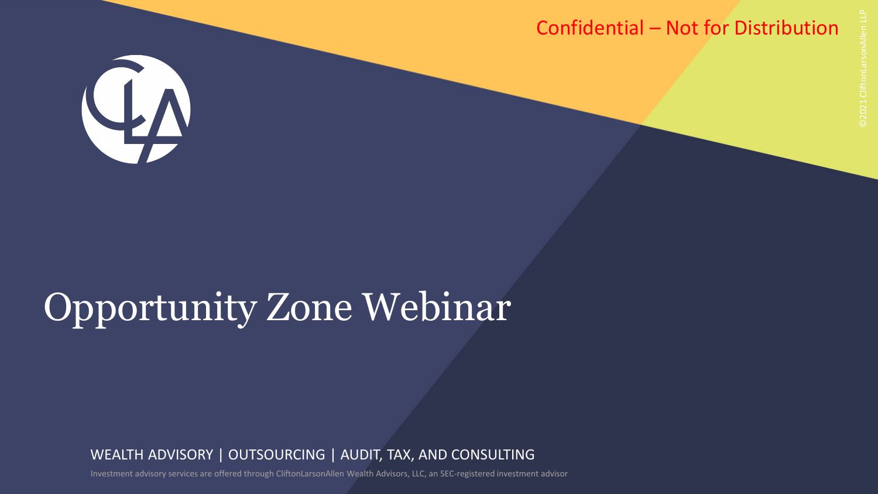Confidential – Not for Distribution

# Opportunity Zone Webinar

WEALTH ADVISORY | OUTSOURCING | AUDIT, TAX, AND CONSULTING

Investment advisory services are offered through CliftonLarsonAllen Wealth Advisors, LLC, an SEC-registered investment advisor

©2021 CliftonLarsonAllen LLP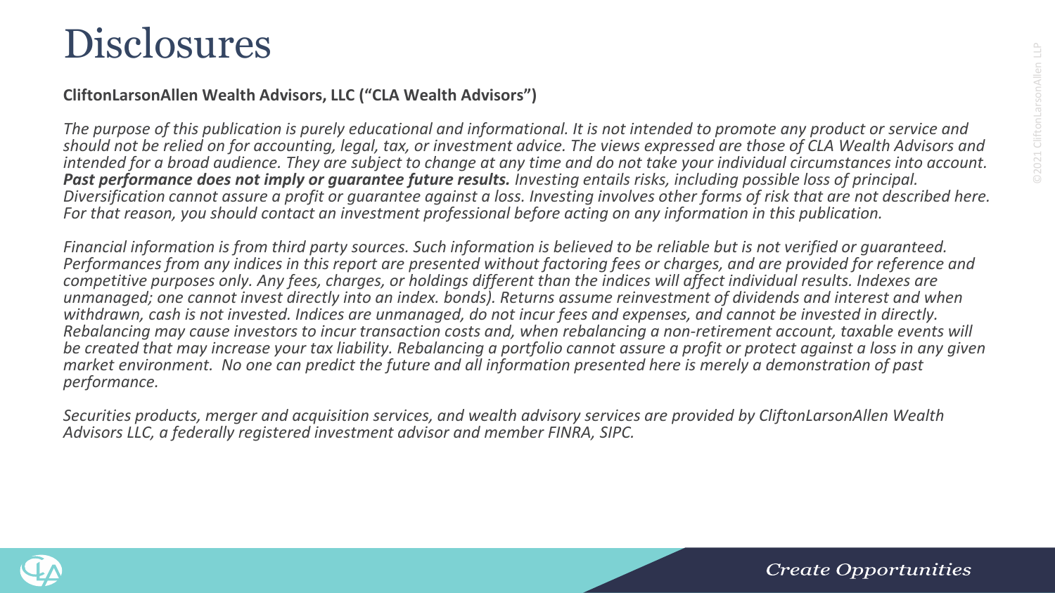# Disclosures

**CliftonLarsonAllen Wealth Advisors, LLC ("CLA Wealth Advisors")**

*The purpose of this publication is purely educational and informational. It is not intended to promote any product or service and should not be relied on for accounting, legal, tax, or investment advice. The views expressed are those of CLA Wealth Advisors and intended for a broad audience. They are subject to change at any time and do not take your individual circumstances into account.* ***Past performance does not imply or guarantee future results.*** *Investing entails risks, including possible loss of principal. Diversification cannot assure a profit or guarantee against a loss. Investing involves other forms of risk that are not described here. For that reason, you should contact an investment professional before acting on any information in this publication.*

*Financial information is from third party sources. Such information is believed to be reliable but is not verified or guaranteed. Performances from any indices in this report are presented without factoring fees or charges, and are provided for reference and competitive purposes only. Any fees, charges, or holdings different than the indices will affect individual results. Indexes are unmanaged; one cannot invest directly into an index. bonds). Returns assume reinvestment of dividends and interest and when withdrawn, cash is not invested. Indices are unmanaged, do not incur fees and expenses, and cannot be invested in directly. Rebalancing may cause investors to incur transaction costs and, when rebalancing a non-retirement account, taxable events will be created that may increase your tax liability. Rebalancing a portfolio cannot assure a profit or protect against a loss in any given market environment. No one can predict the future and all information presented here is merely a demonstration of past performance.*

*Securities products, merger and acquisition services, and wealth advisory services are provided by CliftonLarsonAllen Wealth Advisors LLC, a federally registered investment advisor and member FINRA, SIPC.*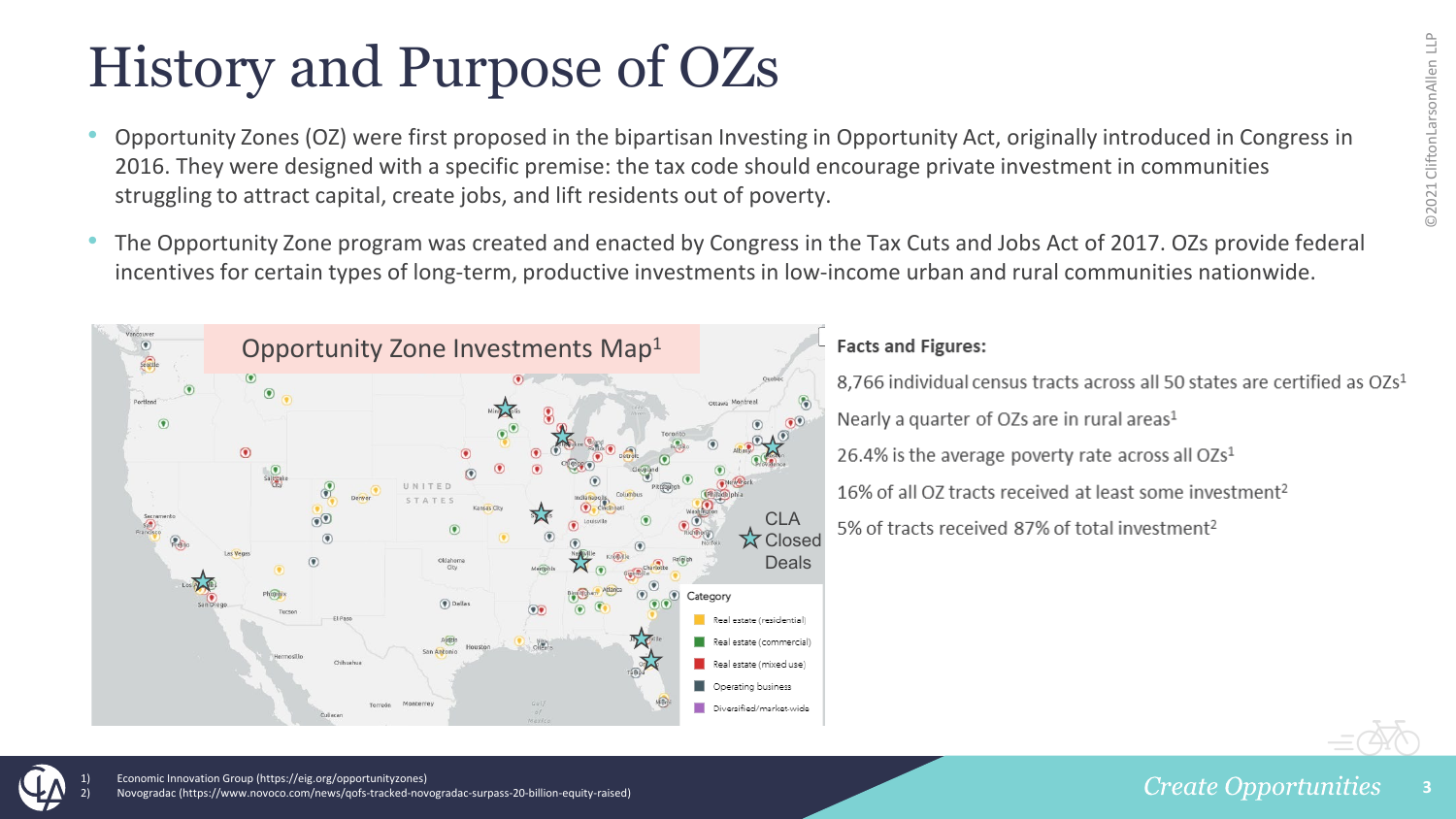# History and Purpose of OZs

- Opportunity Zones (OZ) were first proposed in the bipartisan Investing in Opportunity Act, originally introduced in Congress in 2016. They were designed with a specific premise: the tax code should encourage private investment in communities struggling to attract capital, create jobs, and lift residents out of poverty.
- The Opportunity Zone program was created and enacted by Congress in the Tax Cuts and Jobs Act of 2017. OZs provide federal incentives for certain types of long-term, productive investments in low-income urban and rural communities nationwide.

Opportunity Zone Investments Map[1]

CLA ☆ Closed Deals

Category
- Real estate (residential)
- Real estate (commercial)
- Real estate (mixed use)
- Operating business
- Diversified/market-wide

**Facts and Figures:**

8,766 individual census tracts across all 50 states are certified as OZs[1]

Nearly a quarter of OZs are in rural areas[1]

26.4% is the average poverty rate across all OZs[1]

16% of all OZ tracts received at least some investment[2]

5% of tracts received 87% of total investment[2]

1) Economic Innovation Group (https://eig.org/opportunityzones)
2) Novogradac (https://www.novoco.com/news/qofs-tracked-novogradac-surpass-20-billion-equity-raised)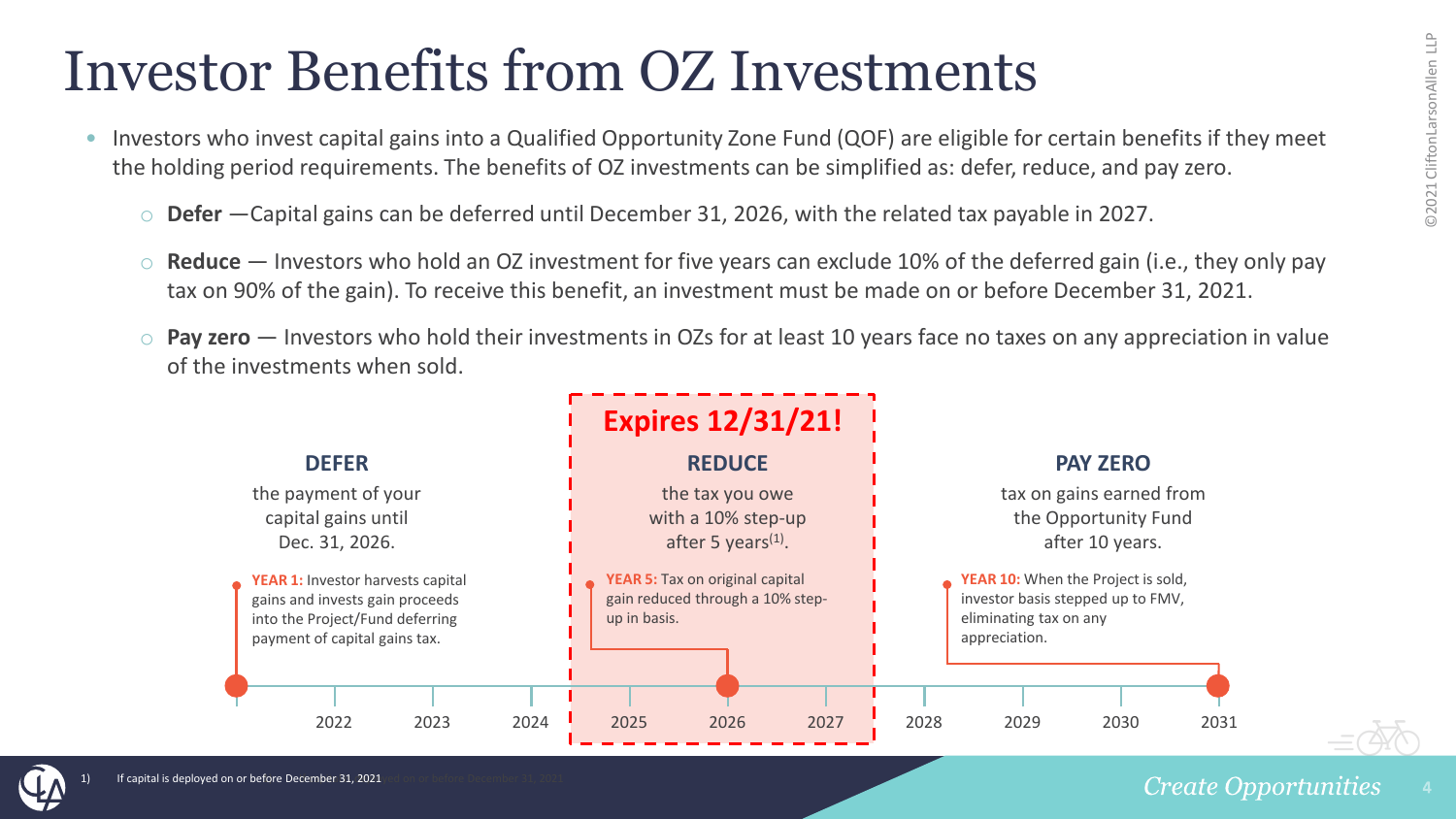# Investor Benefits from OZ Investments

- Investors who invest capital gains into a Qualified Opportunity Zone Fund (QOF) are eligible for certain benefits if they meet the holding period requirements. The benefits of OZ investments can be simplified as: defer, reduce, and pay zero.
  - **Defer** —Capital gains can be deferred until December 31, 2026, with the related tax payable in 2027.
  - **Reduce** — Investors who hold an OZ investment for five years can exclude 10% of the deferred gain (i.e., they only pay tax on 90% of the gain). To receive this benefit, an investment must be made on or before December 31, 2021.
  - **Pay zero** — Investors who hold their investments in OZs for at least 10 years face no taxes on any appreciation in value of the investments when sold.

**DEFER**

the payment of your capital gains until Dec. 31, 2026.

**YEAR 1:** Investor harvests capital gains and invests gain proceeds into the Project/Fund deferring payment of capital gains tax.

**Expires 12/31/21!**

**REDUCE**

the tax you owe with a 10% step-up after 5 years[1].

**YEAR 5:** Tax on original capital gain reduced through a 10% step-up in basis.

**PAY ZERO**

tax on gains earned from the Opportunity Fund after 10 years.

**YEAR 10:** When the Project is sold, investor basis stepped up to FMV, eliminating tax on any appreciation.

2022 | 2023 | 2024 | 2025 | 2026 | 2027 | 2028 | 2029 | 2030 | 2031

1) If capital is deployed on or before December 31, 2021

*Create Opportunities*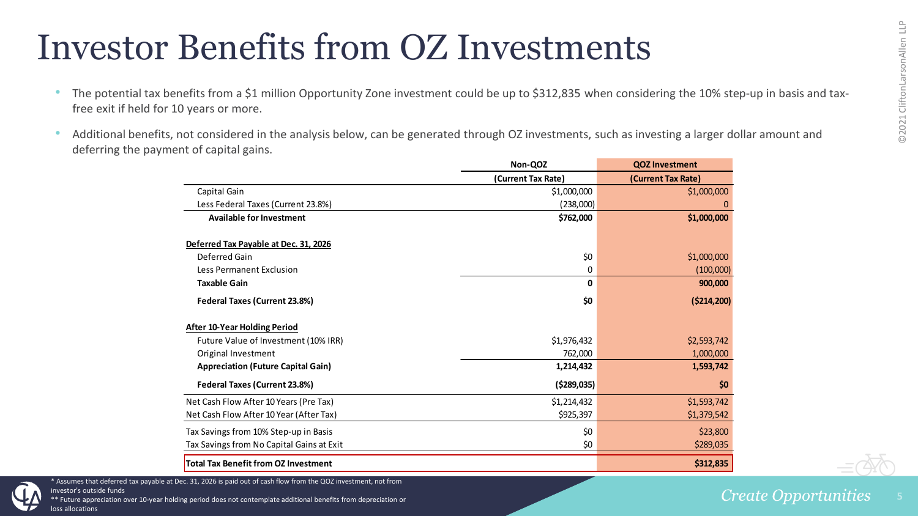# Investor Benefits from OZ Investments

- The potential tax benefits from a $1 million Opportunity Zone investment could be up to $312,835 when considering the 10% step-up in basis and tax-free exit if held for 10 years or more.
- Additional benefits, not considered in the analysis below, can be generated through OZ investments, such as investing a larger dollar amount and deferring the payment of capital gains.

| | Non-QOZ (Current Tax Rate) | QOZ Investment (Current Tax Rate) |
|---|---|---|
| Capital Gain | $1,000,000 | $1,000,000 |
| Less Federal Taxes (Current 23.8%) | (238,000) | 0 |
| **Available for Investment** | **$762,000** | **$1,000,000** |
| | | |
| **Deferred Tax Payable at Dec. 31, 2026** | | |
| Deferred Gain | $0 | $1,000,000 |
| Less Permanent Exclusion | 0 | (100,000) |
| **Taxable Gain** | **0** | **900,000** |
| **Federal Taxes (Current 23.8%)** | **$0** | **($214,200)** |
| | | |
| **After 10-Year Holding Period** | | |
| Future Value of Investment (10% IRR) | $1,976,432 | $2,593,742 |
| Original Investment | 762,000 | 1,000,000 |
| **Appreciation (Future Capital Gain)** | **1,214,432** | **1,593,742** |
| **Federal Taxes (Current 23.8%)** | **($289,035)** | **$0** |
| Net Cash Flow After 10 Years (Pre Tax) | $1,214,432 | $1,593,742 |
| Net Cash Flow After 10 Year (After Tax) | $925,397 | $1,379,542 |
| Tax Savings from 10% Step-up in Basis | $0 | $23,800 |
| Tax Savings from No Capital Gains at Exit | $0 | $289,035 |
| **Total Tax Benefit from OZ Investment** | | **$312,835** |

\* Assumes that deferred tax payable at Dec. 31, 2026 is paid out of cash flow from the QOZ investment, not from investor's outside funds

\*\* Future appreciation over 10-year holding period does not contemplate additional benefits from depreciation or loss allocations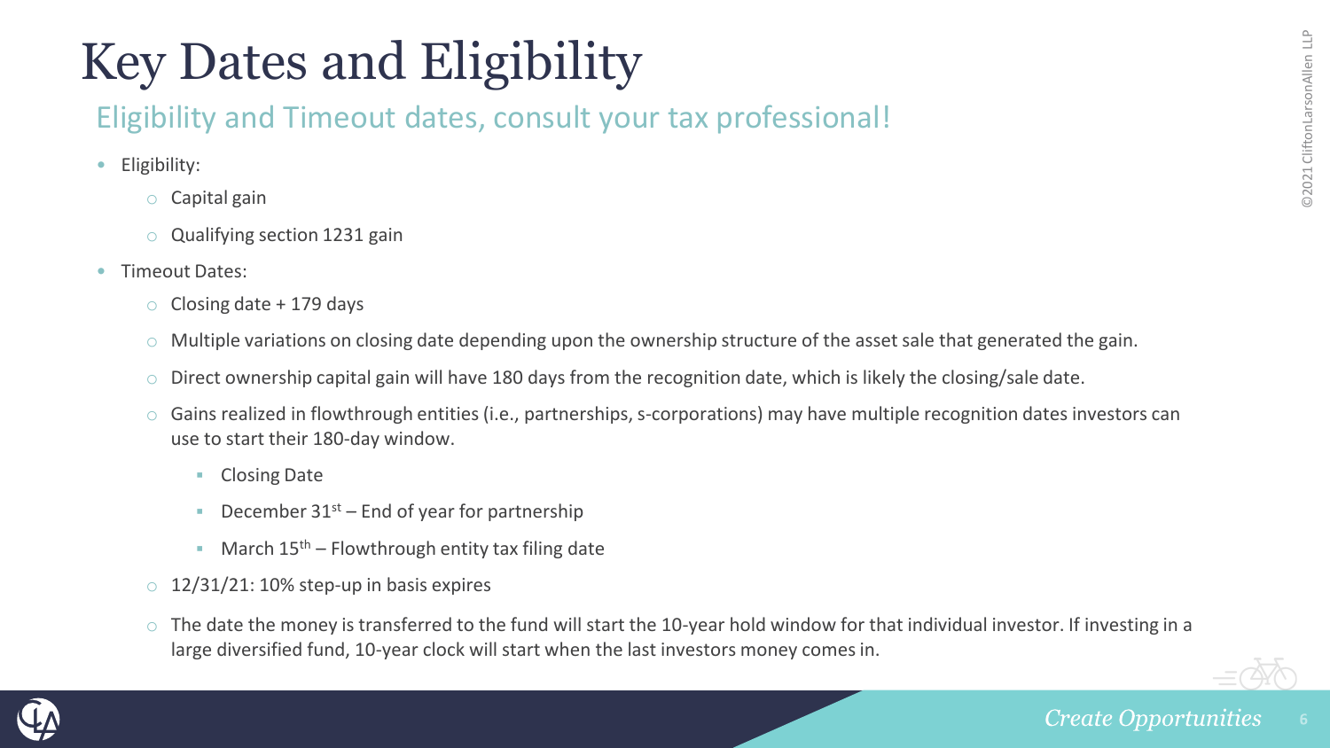# Key Dates and Eligibility

## Eligibility and Timeout dates, consult your tax professional!

- Eligibility:
  - Capital gain
  - Qualifying section 1231 gain
- Timeout Dates:
  - Closing date + 179 days
  - Multiple variations on closing date depending upon the ownership structure of the asset sale that generated the gain.
  - Direct ownership capital gain will have 180 days from the recognition date, which is likely the closing/sale date.
  - Gains realized in flowthrough entities (i.e., partnerships, s-corporations) may have multiple recognition dates investors can use to start their 180-day window.
    - Closing Date
    - December 31st – End of year for partnership
    - March 15th – Flowthrough entity tax filing date
  - 12/31/21: 10% step-up in basis expires
  - The date the money is transferred to the fund will start the 10-year hold window for that individual investor. If investing in a large diversified fund, 10-year clock will start when the last investors money comes in.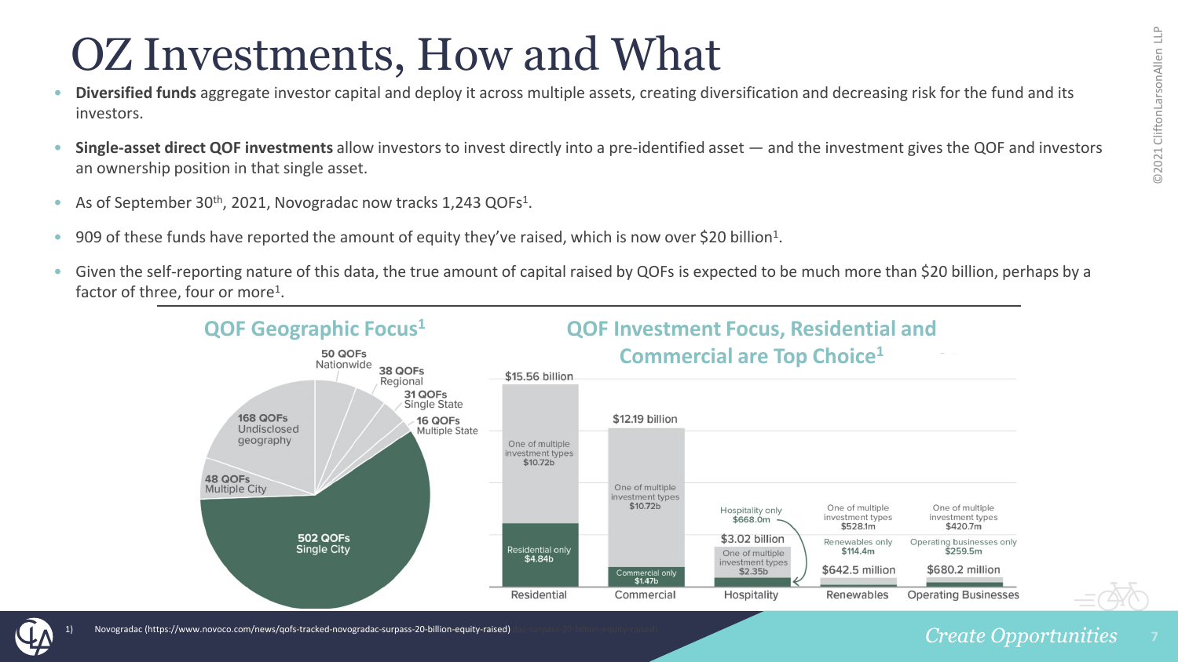# OZ Investments, How and What

- **Diversified funds** aggregate investor capital and deploy it across multiple assets, creating diversification and decreasing risk for the fund and its investors.
- **Single-asset direct QOF investments** allow investors to invest directly into a pre-identified asset — and the investment gives the QOF and investors an ownership position in that single asset.
- As of September 30th, 2021, Novogradac now tracks 1,243 QOFs[1].
- 909 of these funds have reported the amount of equity they've raised, which is now over $20 billion[1].
- Given the self-reporting nature of this data, the true amount of capital raised by QOFs is expected to be much more than $20 billion, perhaps by a factor of three, four or more[1].

## QOF Geographic Focus[1]

| Geographic Focus | Number of QOFs |
|---|---|
| Single City | 502 |
| Undisclosed geography | 168 |
| Nationwide | 50 |
| Multiple City | 48 |
| Regional | 38 |
| Single State | 31 |
| Multiple State | 16 |

## QOF Investment Focus, Residential and Commercial are Top Choice[1]

| Investment Type | Total | Single type only | One of multiple investment types |
|---|---|---|---|
| Residential | $15.56 billion | Residential only $4.84b | $10.72b |
| Commercial | $12.19 billion | Commercial only $1.47b | $10.72b |
| Hospitality | $3.02 billion | Hospitality only $668.0m | $2.35b |
| Renewables | $642.5 million | Renewables only $114.4m | $528.1m |
| Operating Businesses | $680.2 million | Operating businesses only $259.5m | $420.7m |

1) Novogradac (https://www.novoco.com/news/qofs-tracked-novogradac-surpass-20-billion-equity-raised)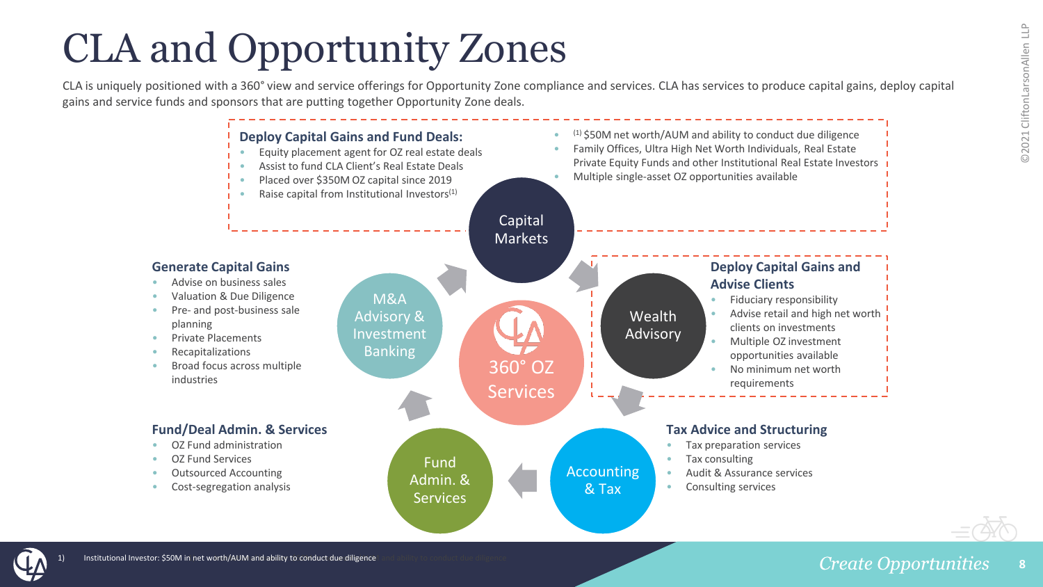# CLA and Opportunity Zones

CLA is uniquely positioned with a 360° view and service offerings for Opportunity Zone compliance and services. CLA has services to produce capital gains, deploy capital gains and service funds and sponsors that are putting together Opportunity Zone deals.

## 360° OZ Services

### Capital Markets

**Deploy Capital Gains and Fund Deals:**

- Equity placement agent for OZ real estate deals
- Assist to fund CLA Client's Real Estate Deals
- Placed over $350M OZ capital since 2019
- Raise capital from Institutional Investors[1]
- [1] $50M net worth/AUM and ability to conduct due diligence
- Family Offices, Ultra High Net Worth Individuals, Real Estate Private Equity Funds and other Institutional Real Estate Investors
- Multiple single-asset OZ opportunities available

### Wealth Advisory

**Deploy Capital Gains and Advise Clients**

- Fiduciary responsibility
- Advise retail and high net worth clients on investments
- Multiple OZ investment opportunities available
- No minimum net worth requirements

### Accounting & Tax

**Tax Advice and Structuring**

- Tax preparation services
- Tax consulting
- Audit & Assurance services
- Consulting services

### Fund Admin. & Services

**Fund/Deal Admin. & Services**

- OZ Fund administration
- OZ Fund Services
- Outsourced Accounting
- Cost-segregation analysis

### M&A Advisory & Investment Banking

**Generate Capital Gains**

- Advise on business sales
- Valuation & Due Diligence
- Pre- and post-business sale planning
- Private Placements
- Recapitalizations
- Broad focus across multiple industries

1) Institutional Investor: $50M in net worth/AUM and ability to conduct due diligence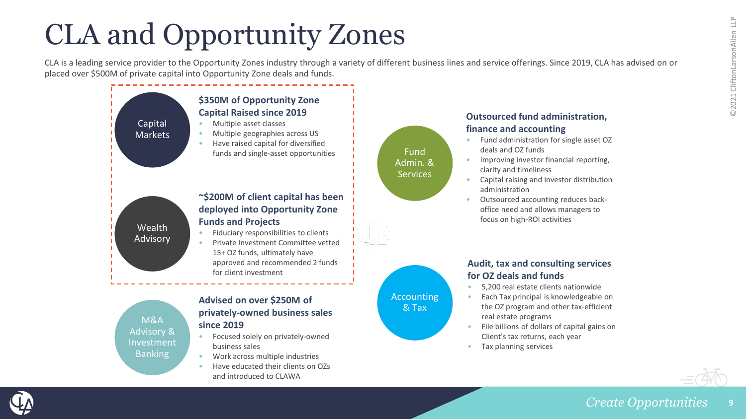# CLA and Opportunity Zones

CLA is a leading service provider to the Opportunity Zones industry through a variety of different business lines and service offerings. Since 2019, CLA has advised on or placed over $500M of private capital into Opportunity Zone deals and funds.

### Capital Markets

**$350M of Opportunity Zone Capital Raised since 2019**

- Multiple asset classes
- Multiple geographies across US
- Have raised capital for diversified funds and single-asset opportunities

### Wealth Advisory

**~$200M of client capital has been deployed into Opportunity Zone Funds and Projects**

- Fiduciary responsibilities to clients
- Private Investment Committee vetted 15+ OZ funds, ultimately have approved and recommended 2 funds for client investment

### M&A Advisory & Investment Banking

**Advised on over $250M of privately-owned business sales since 2019**

- Focused solely on privately-owned business sales
- Work across multiple industries
- Have educated their clients on OZs and introduced to CLAWA

### Fund Admin. & Services

**Outsourced fund administration, finance and accounting**

- Fund administration for single asset OZ deals and OZ funds
- Improving investor financial reporting, clarity and timeliness
- Capital raising and investor distribution administration
- Outsourced accounting reduces back-office need and allows managers to focus on high-ROI activities

### Accounting & Tax

**Audit, tax and consulting services for OZ deals and funds**

- 5,200 real estate clients nationwide
- Each Tax principal is knowledgeable on the OZ program and other tax-efficient real estate programs
- File billions of dollars of capital gains on Client's tax returns, each year
- Tax planning services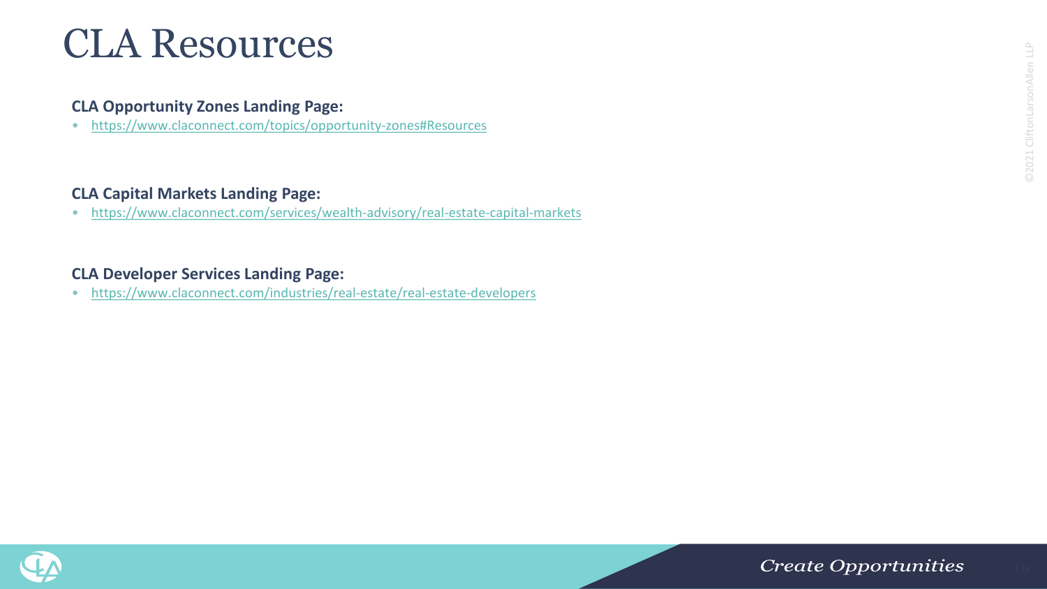# CLA Resources

**CLA Opportunity Zones Landing Page:**

- https://www.claconnect.com/topics/opportunity-zones#Resources

**CLA Capital Markets Landing Page:**

- https://www.claconnect.com/services/wealth-advisory/real-estate-capital-markets

**CLA Developer Services Landing Page:**

- https://www.claconnect.com/industries/real-estate/real-estate-developers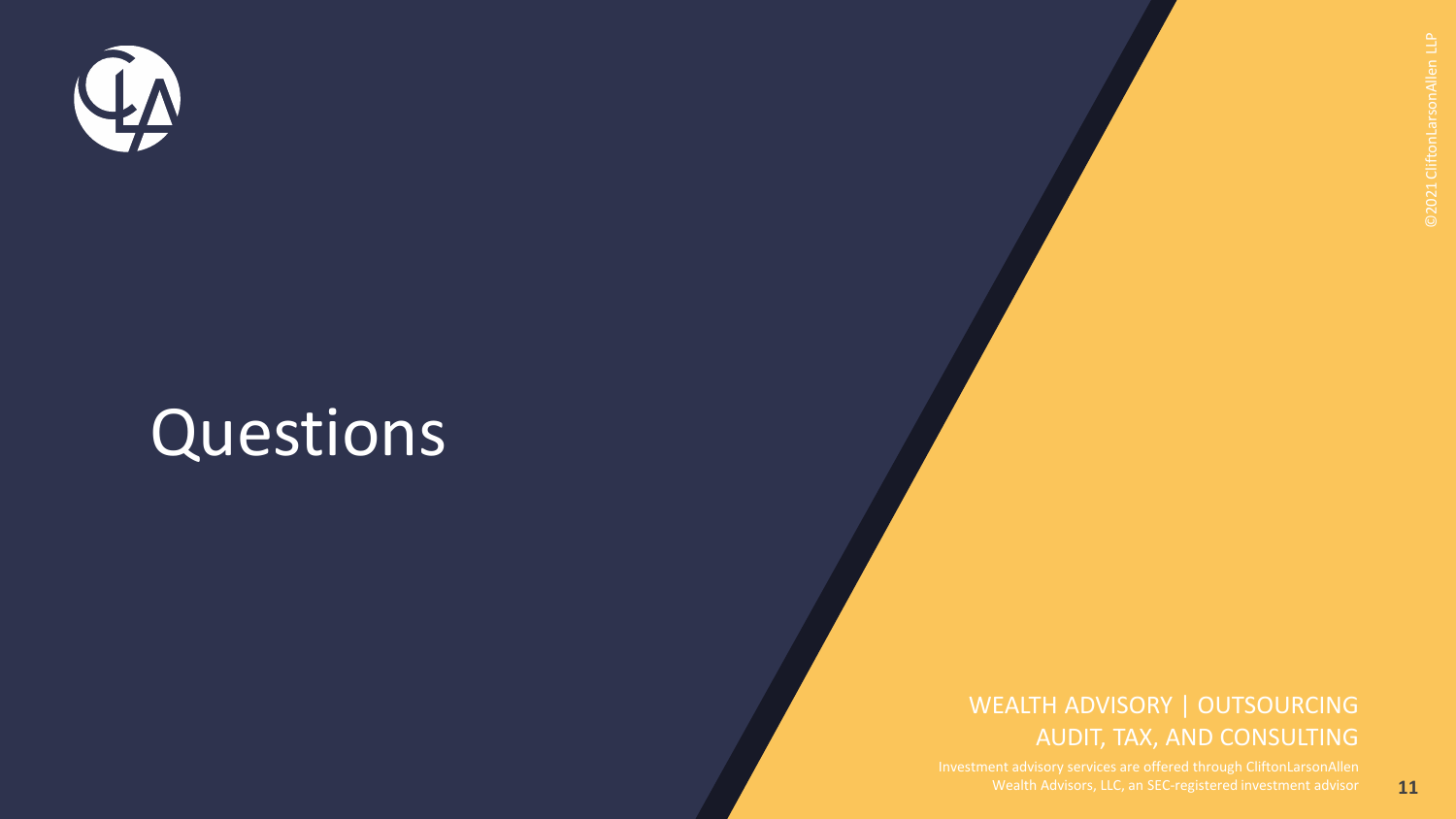# Questions

WEALTH ADVISORY | OUTSOURCING
AUDIT, TAX, AND CONSULTING

Investment advisory services are offered through CliftonLarsonAllen Wealth Advisors, LLC, an SEC-registered investment advisor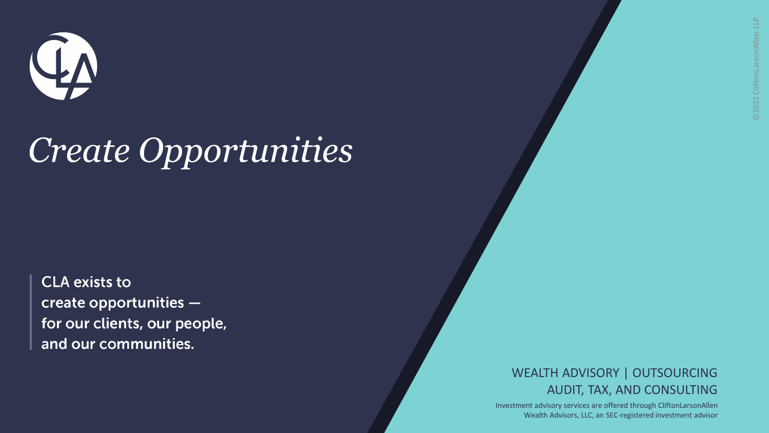# *Create Opportunities*

CLA exists to
create opportunities —
for our clients, our people,
and our communities.

WEALTH ADVISORY | OUTSOURCING
AUDIT, TAX, AND CONSULTING

Investment advisory services are offered through CliftonLarsonAllen Wealth Advisors, LLC, an SEC-registered investment advisor

©2021 CliftonLarsonAllen LLP